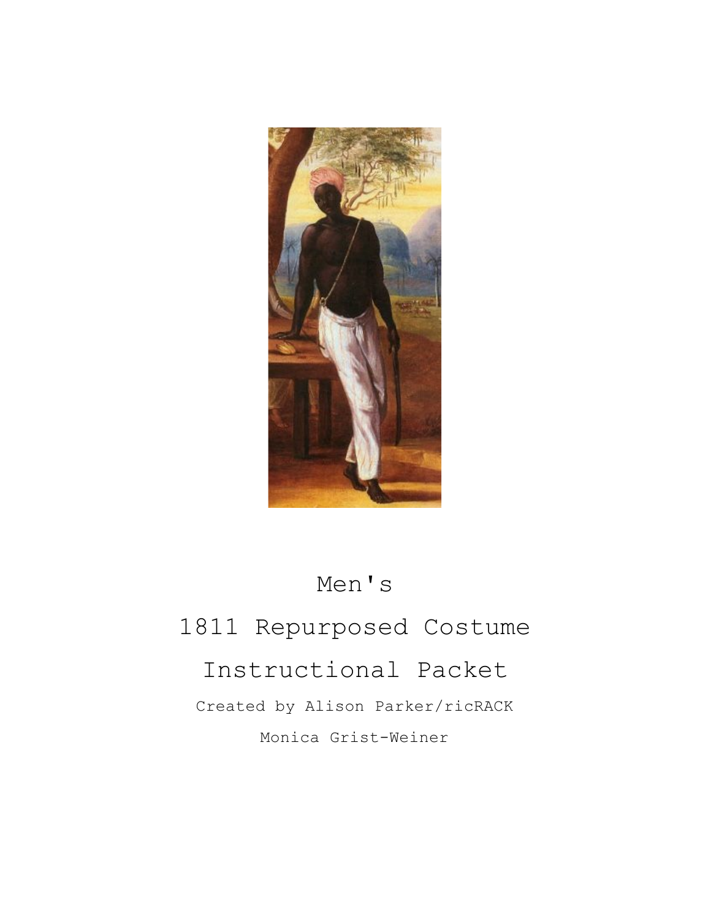# Men's

# 1811 Repurposed Costume

# Instructional Packet

Created by Alison Parker/ricRACK

Monica Grist-Weiner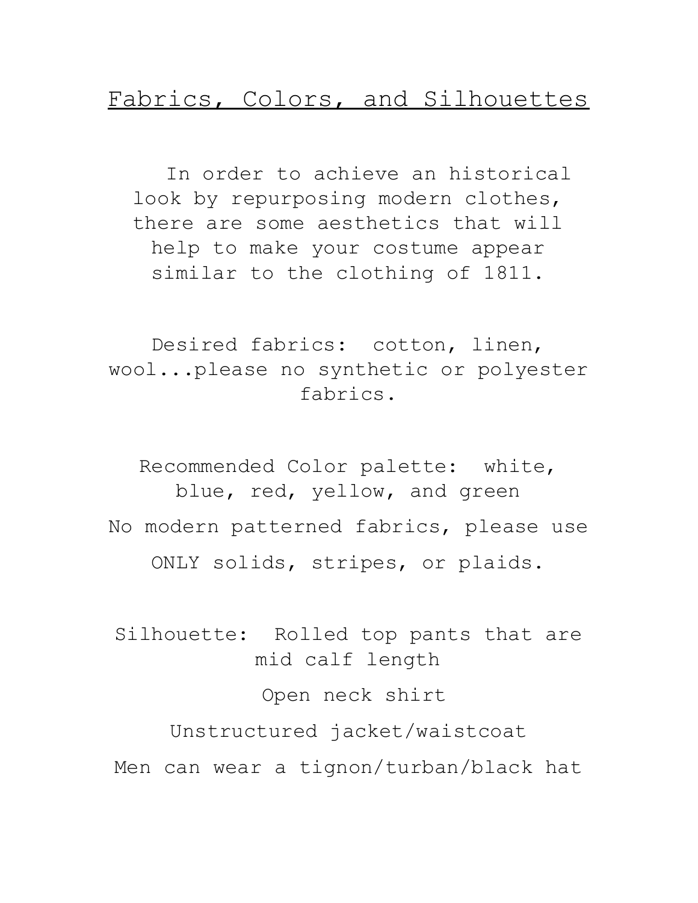# Fabrics, Colors, and Silhouettes

In order to achieve an historical look by repurposing modern clothes, there are some aesthetics that will help to make your costume appear similar to the clothing of 1811.

Desired fabrics: cotton, linen, wool...please no synthetic or polyester fabrics.

Recommended Color palette: white, blue, red, yellow, and green

No modern patterned fabrics, please use ONLY solids, stripes, or plaids.

Silhouette: Rolled top pants that are mid calf length

Open neck shirt

Unstructured jacket/waistcoat

Men can wear a tignon/turban/black hat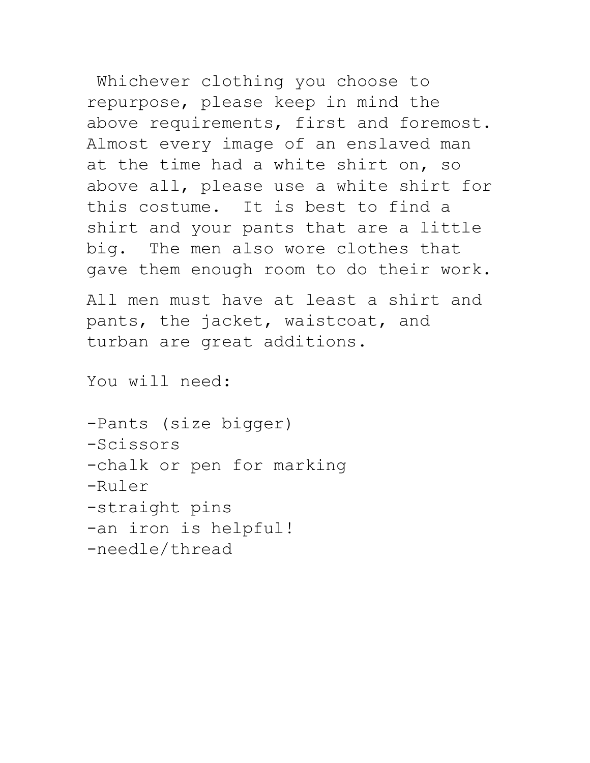Whichever clothing you choose to repurpose, please keep in mind the above requirements, first and foremost. Almost every image of an enslaved man at the time had a white shirt on, so above all, please use a white shirt for this costume. It is best to find a shirt and your pants that are a little big. The men also wore clothes that gave them enough room to do their work.

All men must have at least a shirt and pants, the jacket, waistcoat, and turban are great additions.

You will need:

-Pants (size bigger)
-Scissors
-chalk or pen for marking
-Ruler
-straight pins
-an iron is helpful!
-needle/thread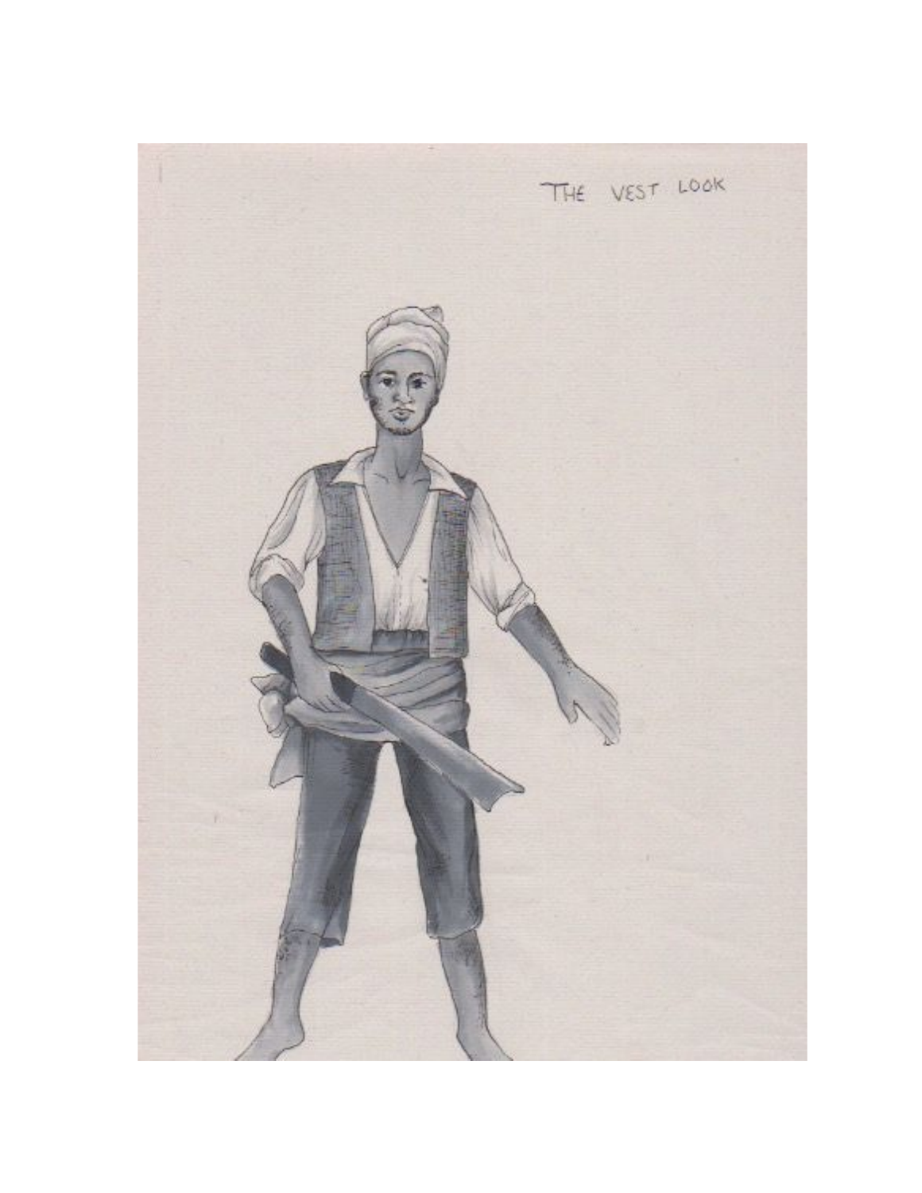THE VEST LOOK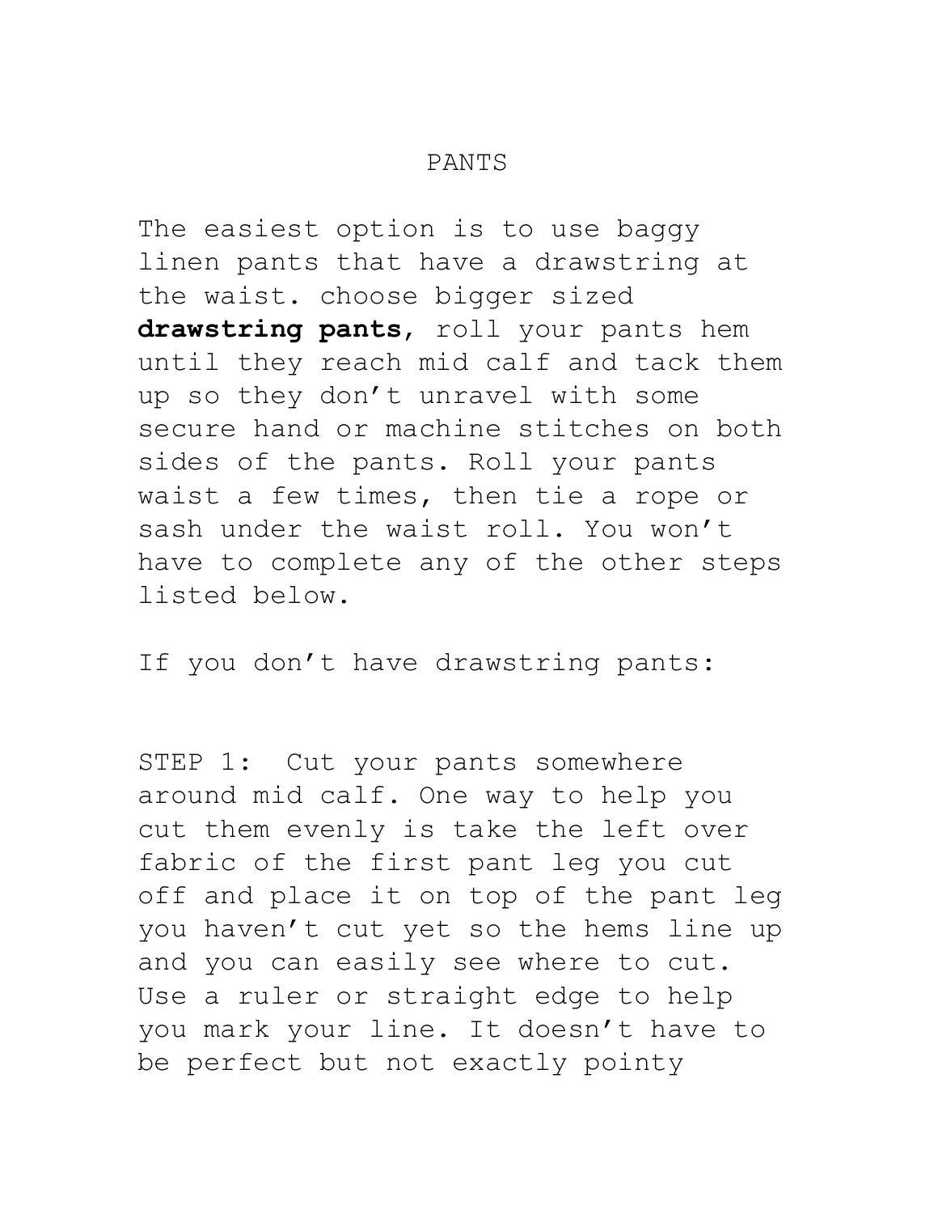# PANTS

The easiest option is to use baggy linen pants that have a drawstring at the waist. choose bigger sized **drawstring pants**, roll your pants hem until they reach mid calf and tack them up so they don't unravel with some secure hand or machine stitches on both sides of the pants. Roll your pants waist a few times, then tie a rope or sash under the waist roll. You won't have to complete any of the other steps listed below.

If you don't have drawstring pants:

STEP 1: Cut your pants somewhere around mid calf. One way to help you cut them evenly is take the left over fabric of the first pant leg you cut off and place it on top of the pant leg you haven't cut yet so the hems line up and you can easily see where to cut. Use a ruler or straight edge to help you mark your line. It doesn't have to be perfect but not exactly pointy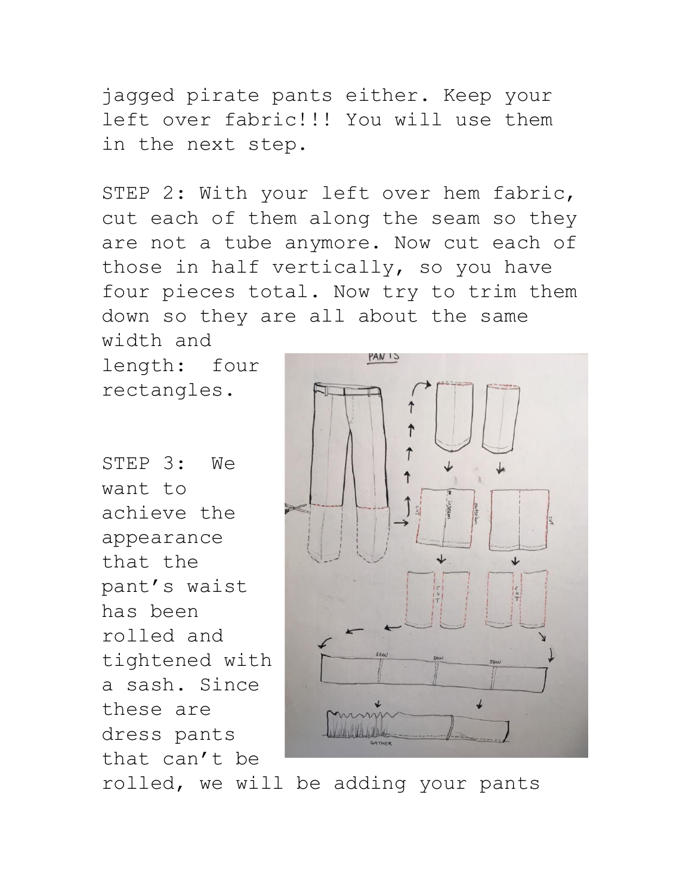jagged pirate pants either. Keep your left over fabric!!! You will use them in the next step.

STEP 2: With your left over hem fabric, cut each of them along the seam so they are not a tube anymore. Now cut each of those in half vertically, so you have four pieces total. Now try to trim them down so they are all about the same width and length: four rectangles.

STEP 3: We want to achieve the appearance that the pant's waist has been rolled and tightened with a sash. Since these are dress pants that can't be rolled, we will be adding your pants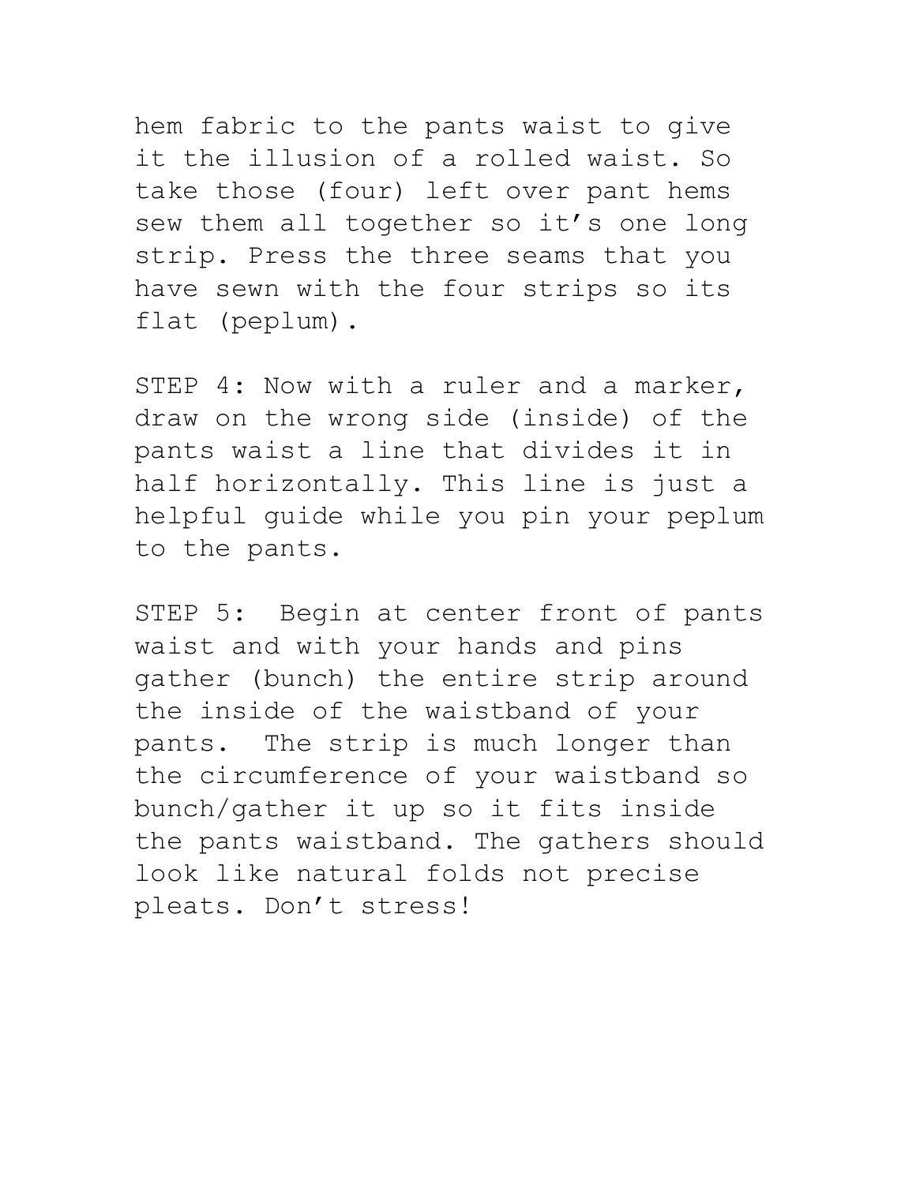hem fabric to the pants waist to give it the illusion of a rolled waist. So take those (four) left over pant hems sew them all together so it's one long strip. Press the three seams that you have sewn with the four strips so its flat (peplum).

STEP 4: Now with a ruler and a marker, draw on the wrong side (inside) of the pants waist a line that divides it in half horizontally. This line is just a helpful guide while you pin your peplum to the pants.

STEP 5: Begin at center front of pants waist and with your hands and pins gather (bunch) the entire strip around the inside of the waistband of your pants. The strip is much longer than the circumference of your waistband so bunch/gather it up so it fits inside the pants waistband. The gathers should look like natural folds not precise pleats. Don't stress!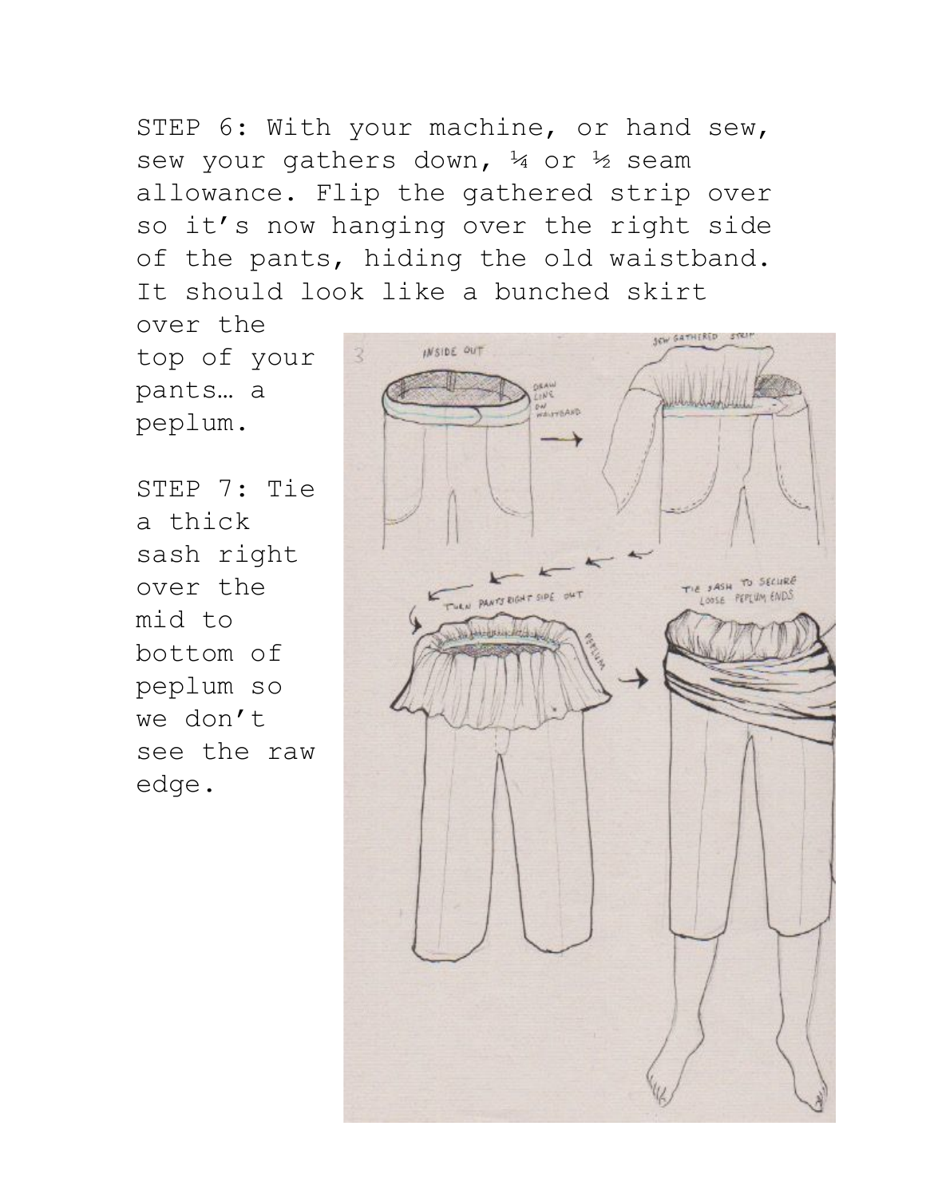STEP 6: With your machine, or hand sew, sew your gathers down, ¼ or ½ seam allowance. Flip the gathered strip over so it's now hanging over the right side of the pants, hiding the old waistband. It should look like a bunched skirt over the top of your pants… a peplum.

STEP 7: Tie a thick sash right over the mid to bottom of peplum so we don't see the raw edge.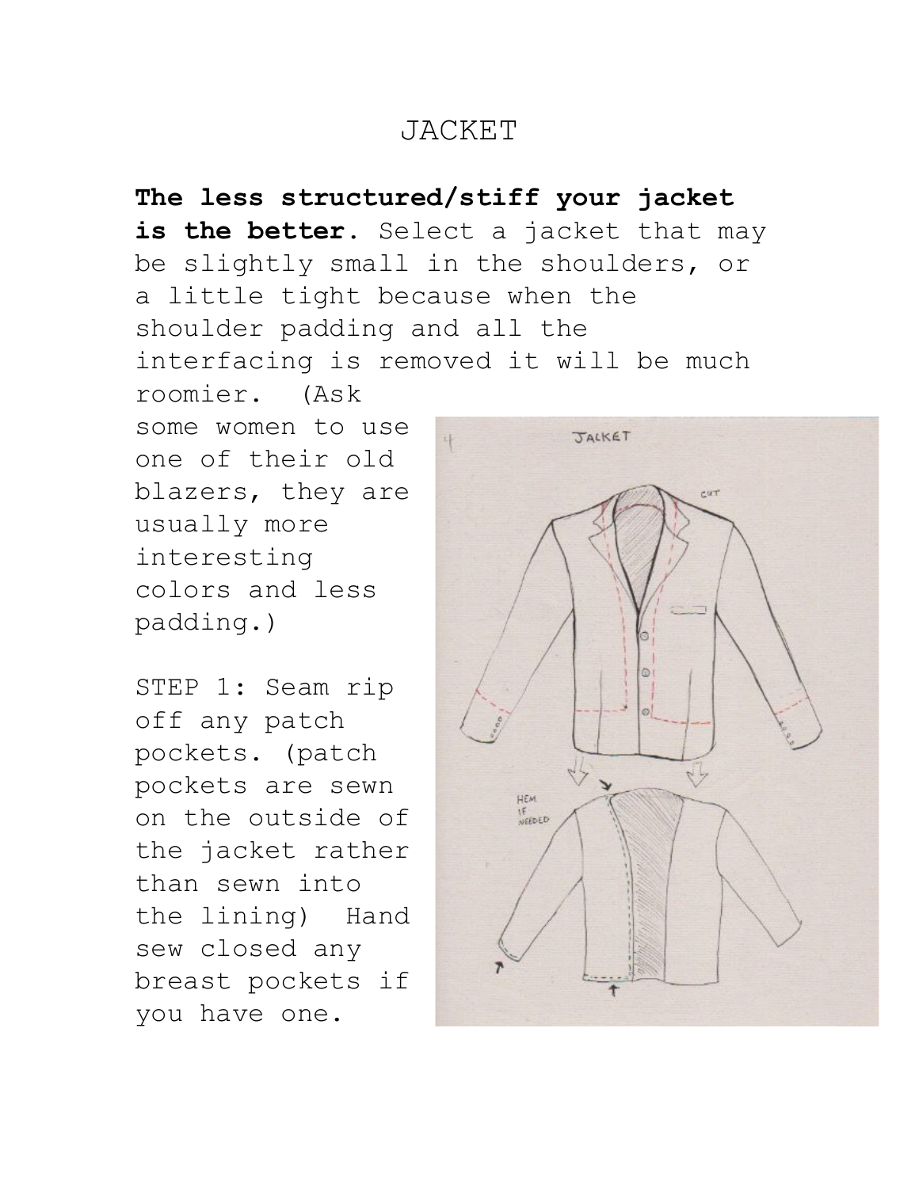# JACKET

**The less structured/stiff your jacket is the better.** Select a jacket that may be slightly small in the shoulders, or a little tight because when the shoulder padding and all the interfacing is removed it will be much roomier. (Ask some women to use one of their old blazers, they are usually more interesting colors and less padding.)

STEP 1: Seam rip off any patch pockets. (patch pockets are sewn on the outside of the jacket rather than sewn into the lining) Hand sew closed any breast pockets if you have one.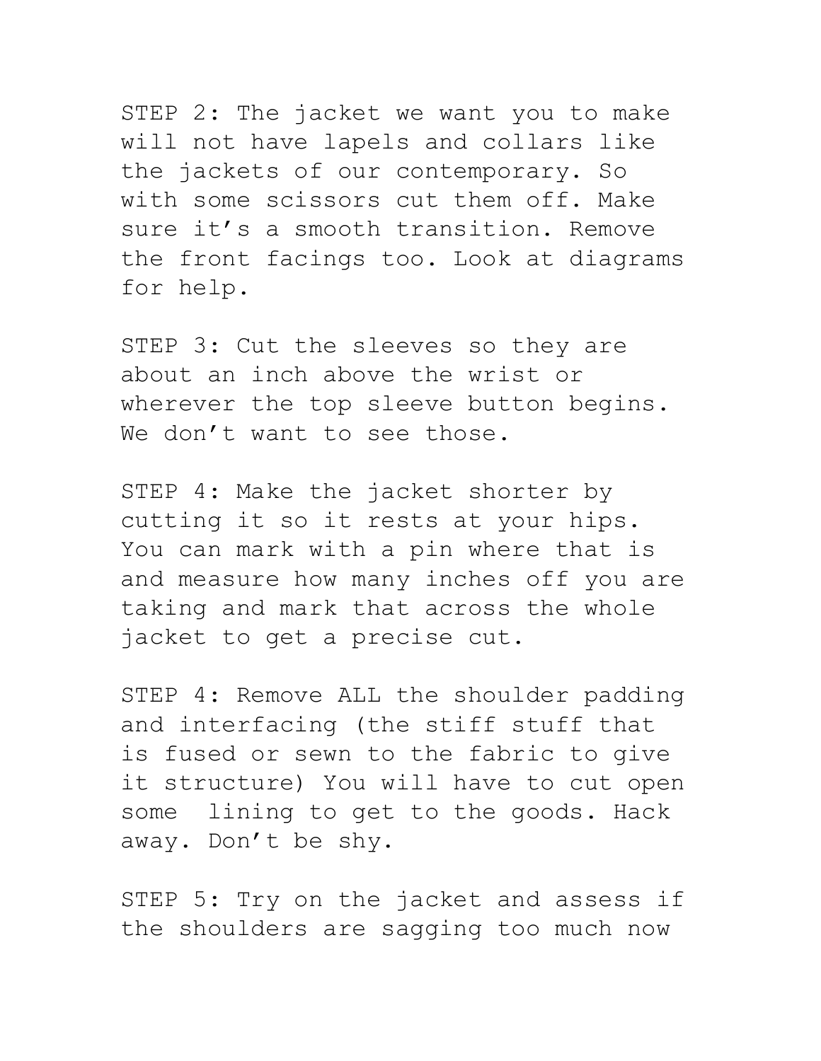STEP 2: The jacket we want you to make will not have lapels and collars like the jackets of our contemporary. So with some scissors cut them off. Make sure it's a smooth transition. Remove the front facings too. Look at diagrams for help.

STEP 3: Cut the sleeves so they are about an inch above the wrist or wherever the top sleeve button begins. We don't want to see those.

STEP 4: Make the jacket shorter by cutting it so it rests at your hips. You can mark with a pin where that is and measure how many inches off you are taking and mark that across the whole jacket to get a precise cut.

STEP 4: Remove ALL the shoulder padding and interfacing (the stiff stuff that is fused or sewn to the fabric to give it structure) You will have to cut open some  lining to get to the goods. Hack away. Don't be shy.

STEP 5: Try on the jacket and assess if the shoulders are sagging too much now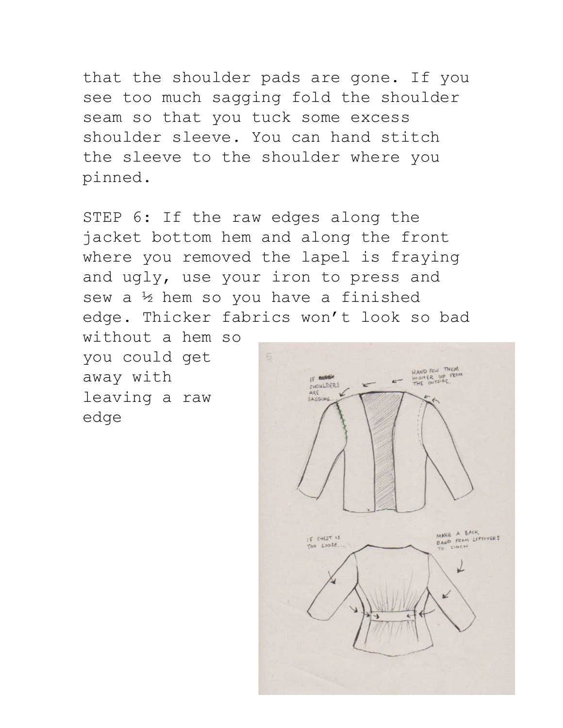that the shoulder pads are gone. If you see too much sagging fold the shoulder seam so that you tuck some excess shoulder sleeve. You can hand stitch the sleeve to the shoulder where you pinned.

STEP 6: If the raw edges along the jacket bottom hem and along the front where you removed the lapel is fraying and ugly, use your iron to press and sew a ½ hem so you have a finished edge. Thicker fabrics won't look so bad without a hem so you could get away with leaving a raw edge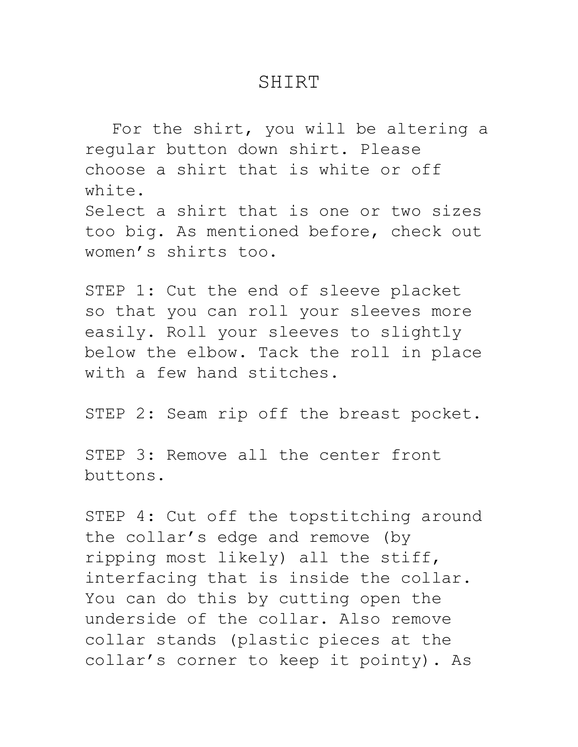# SHIRT

For the shirt, you will be altering a regular button down shirt. Please choose a shirt that is white or off white.
Select a shirt that is one or two sizes too big. As mentioned before, check out women's shirts too.

STEP 1: Cut the end of sleeve placket so that you can roll your sleeves more easily. Roll your sleeves to slightly below the elbow. Tack the roll in place with a few hand stitches.

STEP 2: Seam rip off the breast pocket.

STEP 3: Remove all the center front buttons.

STEP 4: Cut off the topstitching around the collar's edge and remove (by ripping most likely) all the stiff, interfacing that is inside the collar. You can do this by cutting open the underside of the collar. Also remove collar stands (plastic pieces at the collar's corner to keep it pointy). As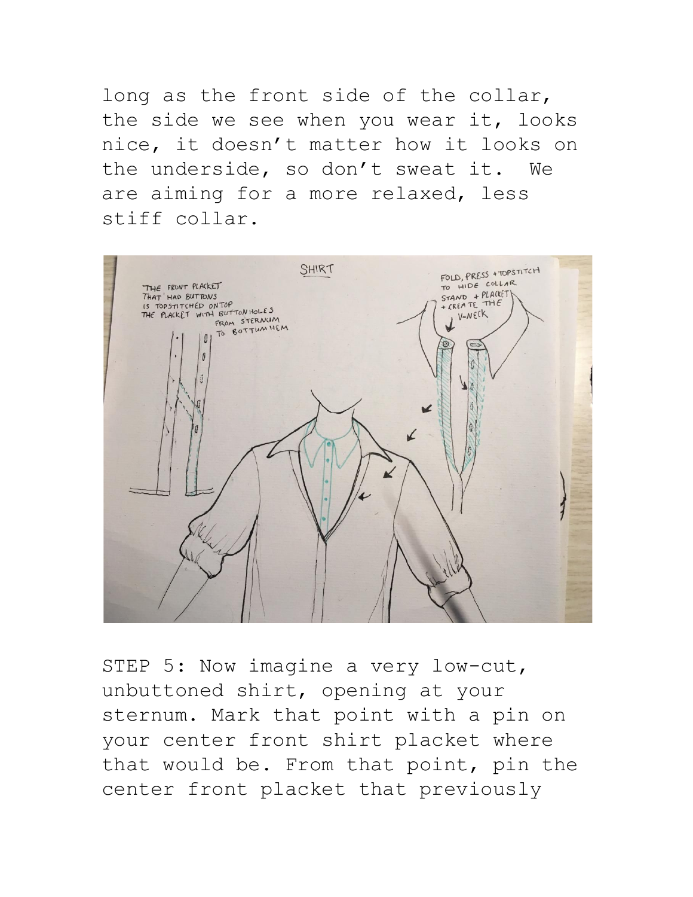long as the front side of the collar, the side we see when you wear it, looks nice, it doesn't matter how it looks on the underside, so don't sweat it. We are aiming for a more relaxed, less stiff collar.

STEP 5: Now imagine a very low-cut, unbuttoned shirt, opening at your sternum. Mark that point with a pin on your center front shirt placket where that would be. From that point, pin the center front placket that previously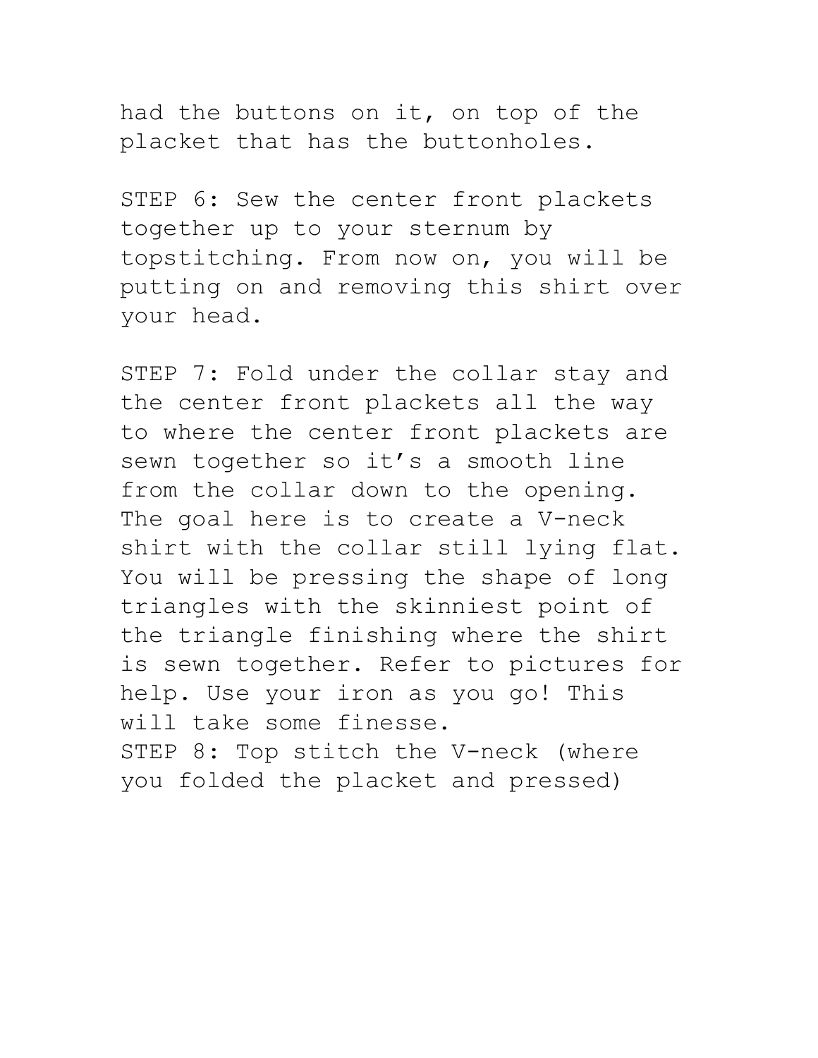had the buttons on it, on top of the placket that has the buttonholes.

STEP 6: Sew the center front plackets together up to your sternum by topstitching. From now on, you will be putting on and removing this shirt over your head.

STEP 7: Fold under the collar stay and the center front plackets all the way to where the center front plackets are sewn together so it's a smooth line from the collar down to the opening. The goal here is to create a V-neck shirt with the collar still lying flat. You will be pressing the shape of long triangles with the skinniest point of the triangle finishing where the shirt is sewn together. Refer to pictures for help. Use your iron as you go! This will take some finesse.

STEP 8: Top stitch the V-neck (where you folded the placket and pressed)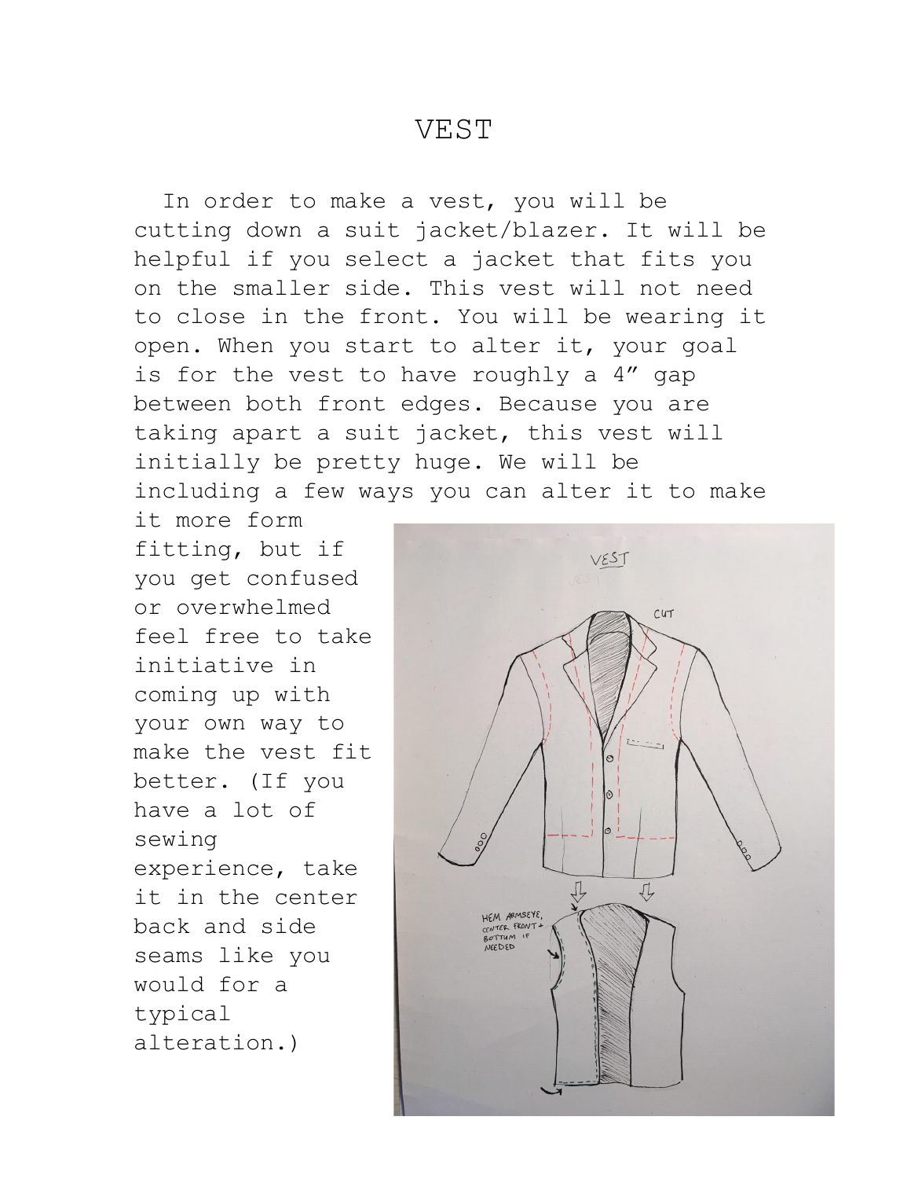# VEST

In order to make a vest, you will be cutting down a suit jacket/blazer. It will be helpful if you select a jacket that fits you on the smaller side. This vest will not need to close in the front. You will be wearing it open. When you start to alter it, your goal is for the vest to have roughly a 4” gap between both front edges. Because you are taking apart a suit jacket, this vest will initially be pretty huge. We will be including a few ways you can alter it to make it more form fitting, but if you get confused or overwhelmed feel free to take initiative in coming up with your own way to make the vest fit better. (If you have a lot of sewing experience, take it in the center back and side seams like you would for a typical alteration.)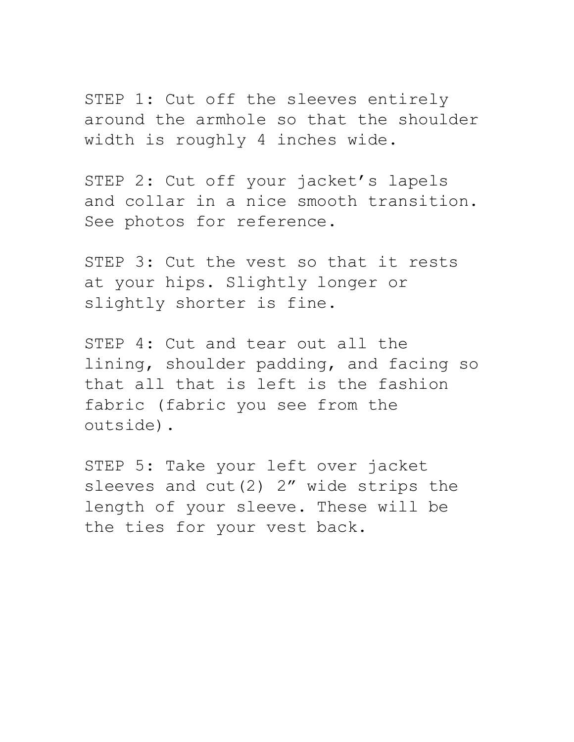STEP 1: Cut off the sleeves entirely around the armhole so that the shoulder width is roughly 4 inches wide.

STEP 2: Cut off your jacket’s lapels and collar in a nice smooth transition. See photos for reference.

STEP 3: Cut the vest so that it rests at your hips. Slightly longer or slightly shorter is fine.

STEP 4: Cut and tear out all the lining, shoulder padding, and facing so that all that is left is the fashion fabric (fabric you see from the outside).

STEP 5: Take your left over jacket sleeves and cut(2) 2” wide strips the length of your sleeve. These will be the ties for your vest back.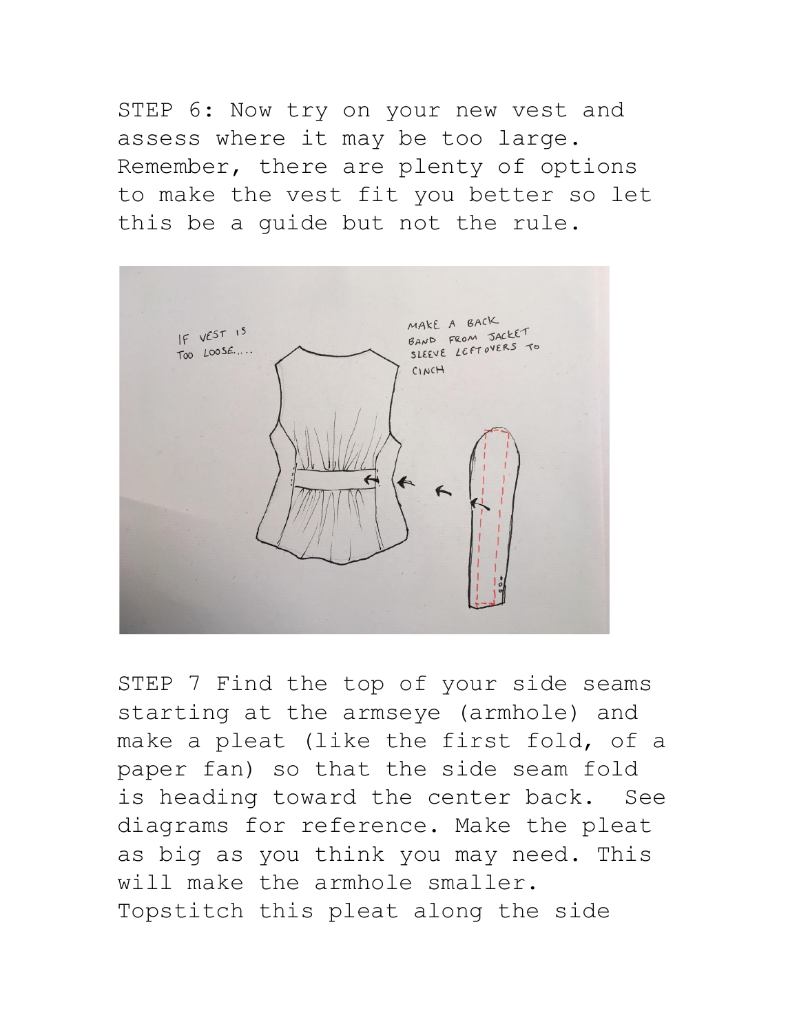STEP 6: Now try on your new vest and assess where it may be too large. Remember, there are plenty of options to make the vest fit you better so let this be a guide but not the rule.

IF VEST IS TOO LOOSE....

MAKE A BACK BAND FROM JACKET SLEEVE LEFTOVERS TO CINCH

STEP 7 Find the top of your side seams starting at the armseye (armhole) and make a pleat (like the first fold, of a paper fan) so that the side seam fold is heading toward the center back. See diagrams for reference. Make the pleat as big as you think you may need. This will make the armhole smaller. Topstitch this pleat along the side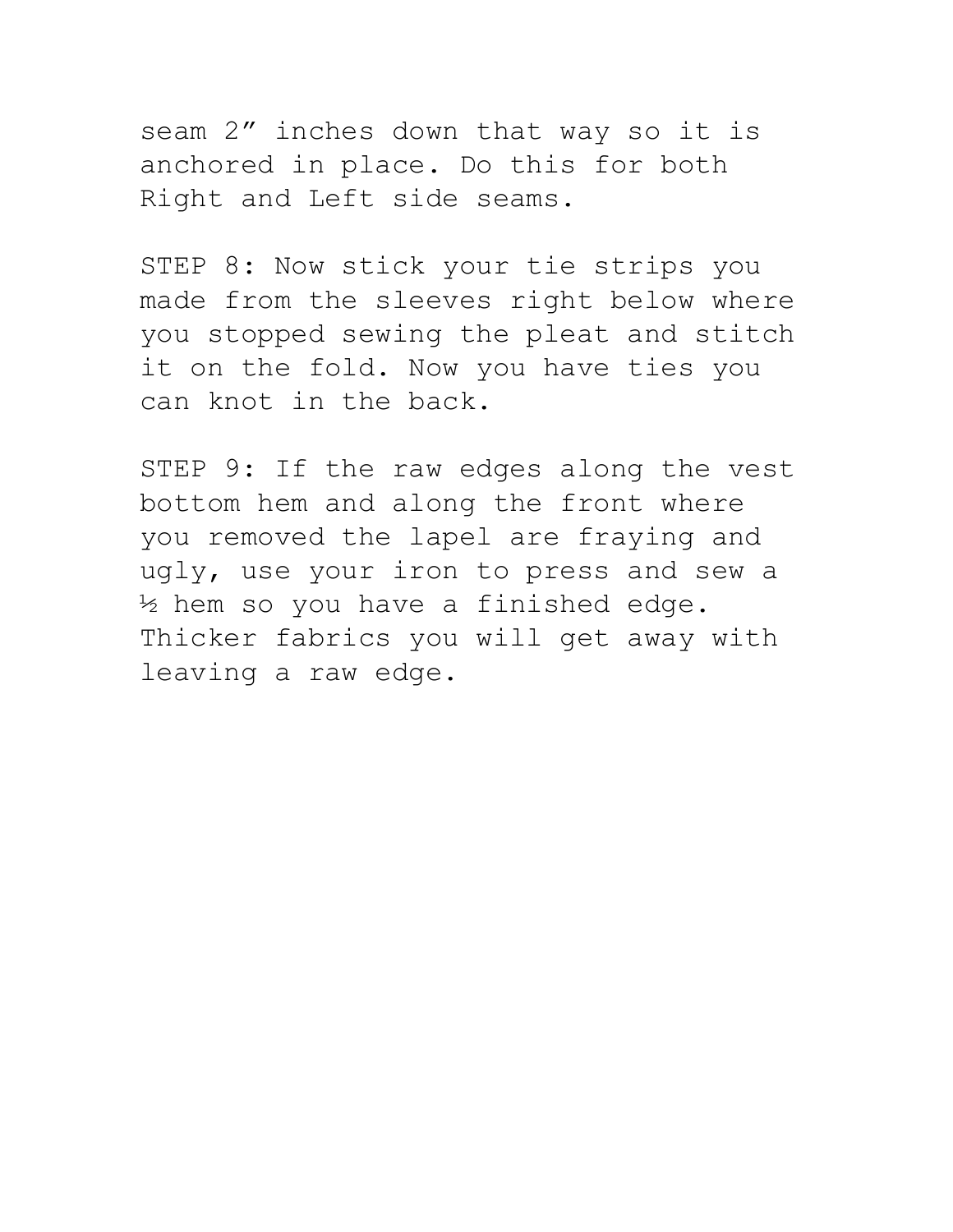seam 2” inches down that way so it is anchored in place. Do this for both Right and Left side seams.

STEP 8: Now stick your tie strips you made from the sleeves right below where you stopped sewing the pleat and stitch it on the fold. Now you have ties you can knot in the back.

STEP 9: If the raw edges along the vest bottom hem and along the front where you removed the lapel are fraying and ugly, use your iron to press and sew a ½ hem so you have a finished edge. Thicker fabrics you will get away with leaving a raw edge.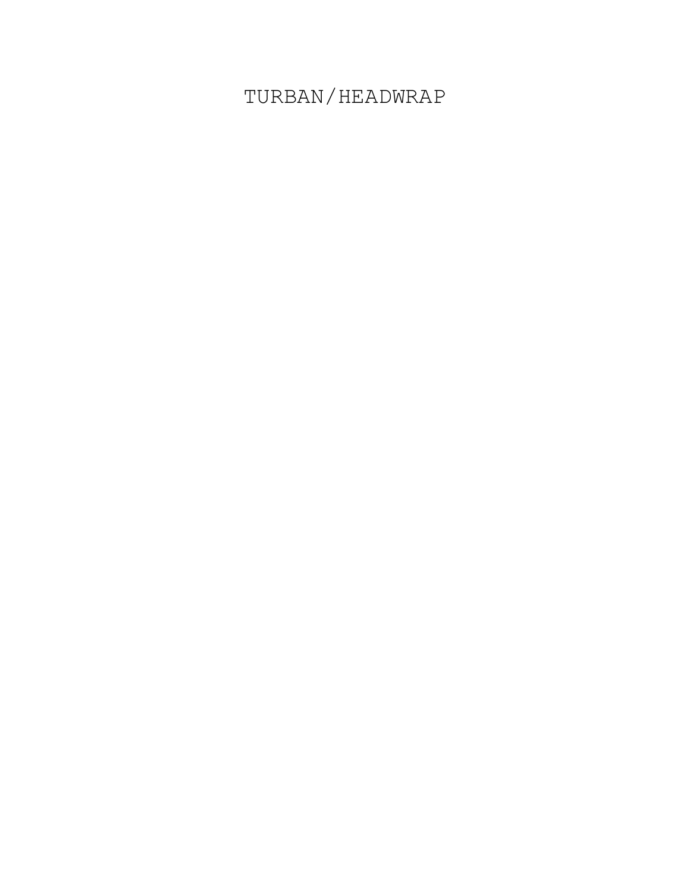TURBAN/HEADWRAP